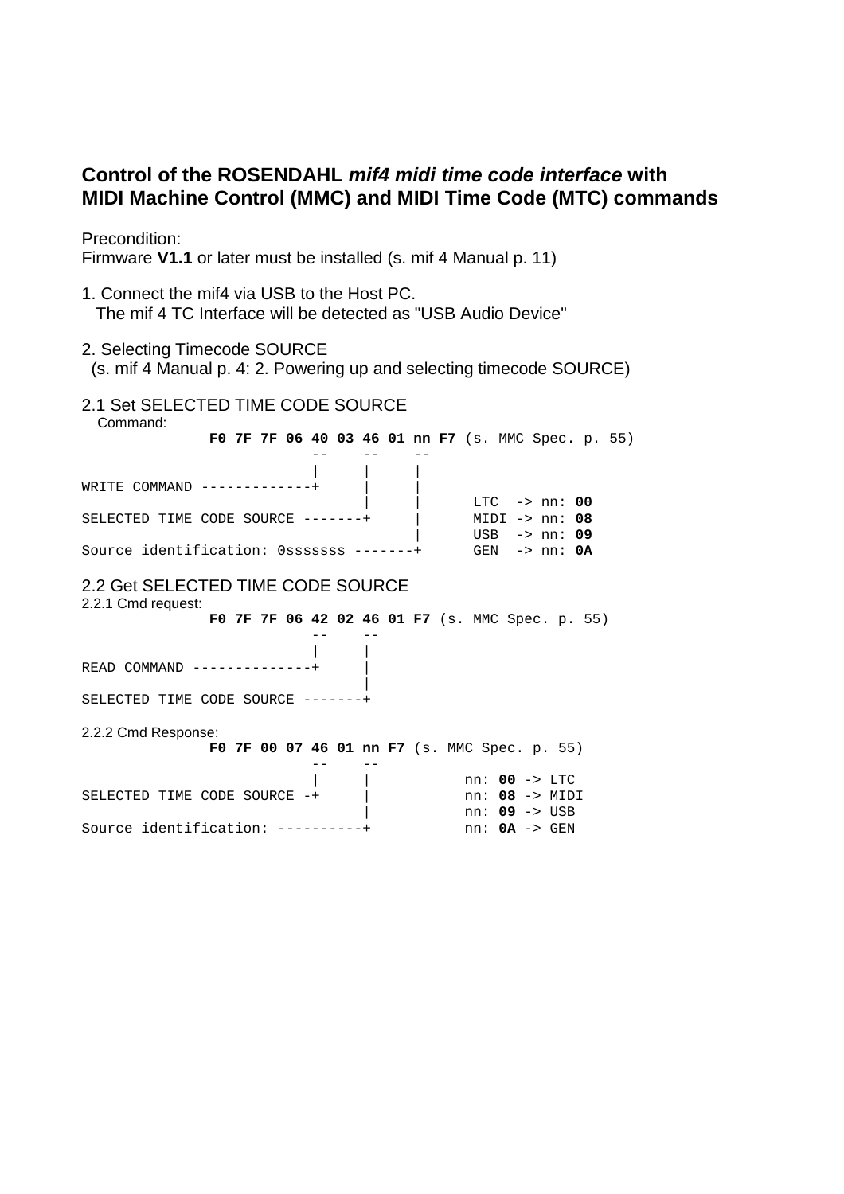## **Control of the ROSENDAHL *mif4 midi time code interface* with MIDI Machine Control (MMC) and MIDI Time Code (MTC) commands**

Precondition:
Firmware **V1.1** or later must be installed (s. mif 4 Manual p. 11)

1. Connect the mif4 via USB to the Host PC.
   The mif 4 TC Interface will be detected as "USB Audio Device"

2. Selecting Timecode SOURCE
   (s. mif 4 Manual p. 4: 2. Powering up and selecting timecode SOURCE)

2.1 Set SELECTED TIME CODE SOURCE
   Command:

```
               F0 7F 7F 06 40 03 46 01 nn F7 (s. MMC Spec. p. 55)
                           --    --    --
                           |     |     |
WRITE COMMAND -------------+     |     |
                                 |     |      LTC  -> nn: 00
SELECTED TIME CODE SOURCE -------+     |      MIDI -> nn: 08
                                       |      USB  -> nn: 09
Source identification: 0sssssss -------+      GEN  -> nn: 0A
```

2.2 Get SELECTED TIME CODE SOURCE
2.2.1 Cmd request:

```
               F0 7F 7F 06 42 02 46 01 F7 (s. MMC Spec. p. 55)
                           --    --
                           |     |
READ COMMAND --------------+     |
                                 |
SELECTED TIME CODE SOURCE -------+
```

2.2.2 Cmd Response:

```
               F0 7F 00 07 46 01 nn F7 (s. MMC Spec. p. 55)
                           --    --
                           |     |          nn: 00 -> LTC
SELECTED TIME CODE SOURCE -+     |          nn: 08 -> MIDI
                                 |          nn: 09 -> USB
Source identification: ----------+          nn: 0A -> GEN
```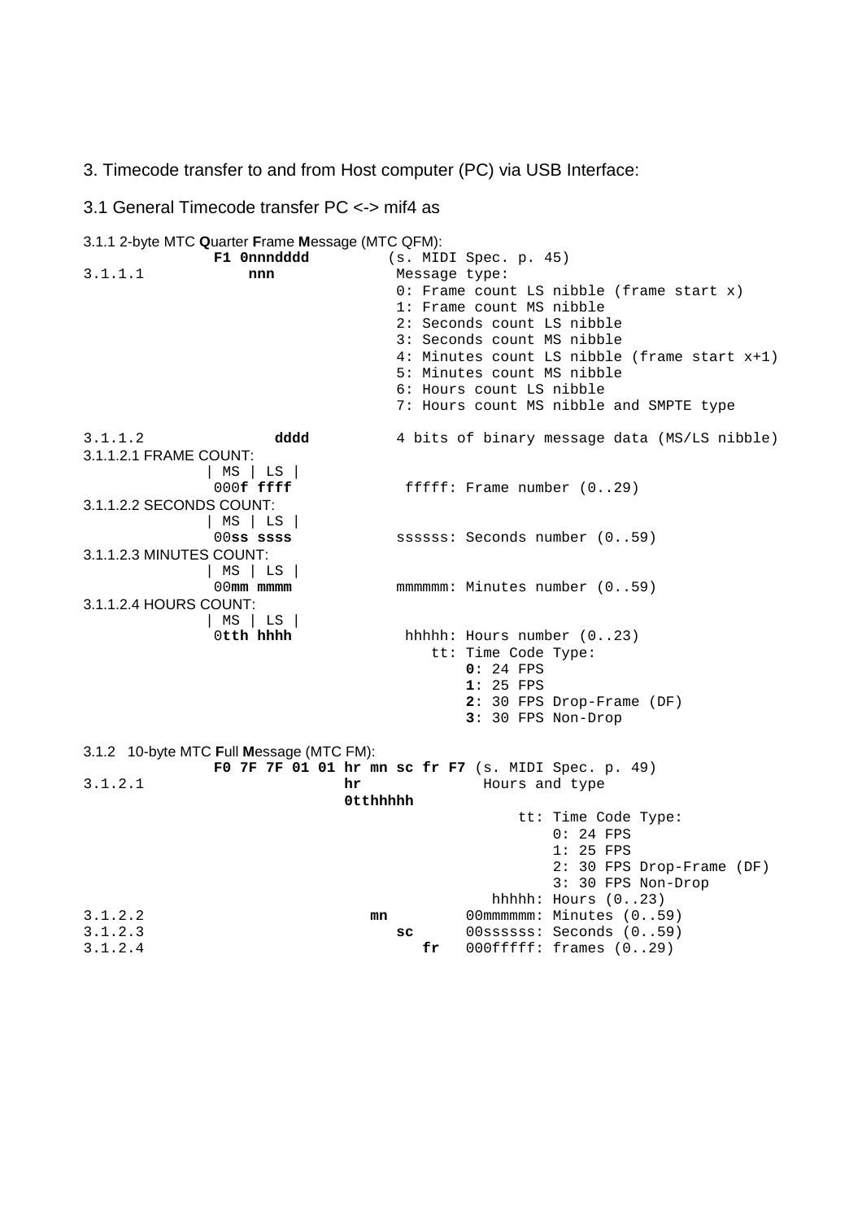## 3. Timecode transfer to and from Host computer (PC) via USB Interface:

### 3.1 General Timecode transfer PC <-> mif4 as

3.1.1 2-byte MTC **Q**uarter **F**rame **M**essage (MTC QFM):

```
              F1 0nnndddd          (s. MIDI Spec. p. 45)
3.1.1.1           nnn               Message type:
                                    0: Frame count LS nibble (frame start x)
                                    1: Frame count MS nibble
                                    2: Seconds count LS nibble
                                    3: Seconds count MS nibble
                                    4: Minutes count LS nibble (frame start x+1)
                                    5: Minutes count MS nibble
                                    6: Hours count LS nibble
                                    7: Hours count MS nibble and SMPTE type

3.1.1.2               dddd          4 bits of binary message data (MS/LS nibble)
```

3.1.1.2.1 FRAME COUNT:

```
             | MS | LS |
              000f ffff              fffff: Frame number (0..29)
```

3.1.1.2.2 SECONDS COUNT:

```
             | MS | LS |
              00ss ssss             ssssss: Seconds number (0..59)
```

3.1.1.2.3 MINUTES COUNT:

```
             | MS | LS |
              00mm mmmm             mmmmmm: Minutes number (0..59)
```

3.1.1.2.4 HOURS COUNT:

```
             | MS | LS |
              0tth hhhh              hhhhh: Hours number (0..23)
                                        tt: Time Code Type:
                                            0: 24 FPS
                                            1: 25 FPS
                                            2: 30 FPS Drop-Frame (DF)
                                            3: 30 FPS Non-Drop
```

3.1.2 10-byte MTC **F**ull **M**essage (MTC FM):

```
              F0 7F 7F 01 01 hr mn sc fr F7 (s. MIDI Spec. p. 49)
3.1.2.1                      hr              Hours and type
                             0tthhhhh
                                                 tt: Time Code Type:
                                                     0: 24 FPS
                                                     1: 25 FPS
                                                     2: 30 FPS Drop-Frame (DF)
                                                     3: 30 FPS Non-Drop
                                              hhhhh: Hours (0..23)
3.1.2.2                         mn          00mmmmmm: Minutes (0..59)
3.1.2.3                            sc       00ssssss: Seconds (0..59)
3.1.2.4                               fr    000fffff: frames (0..29)
```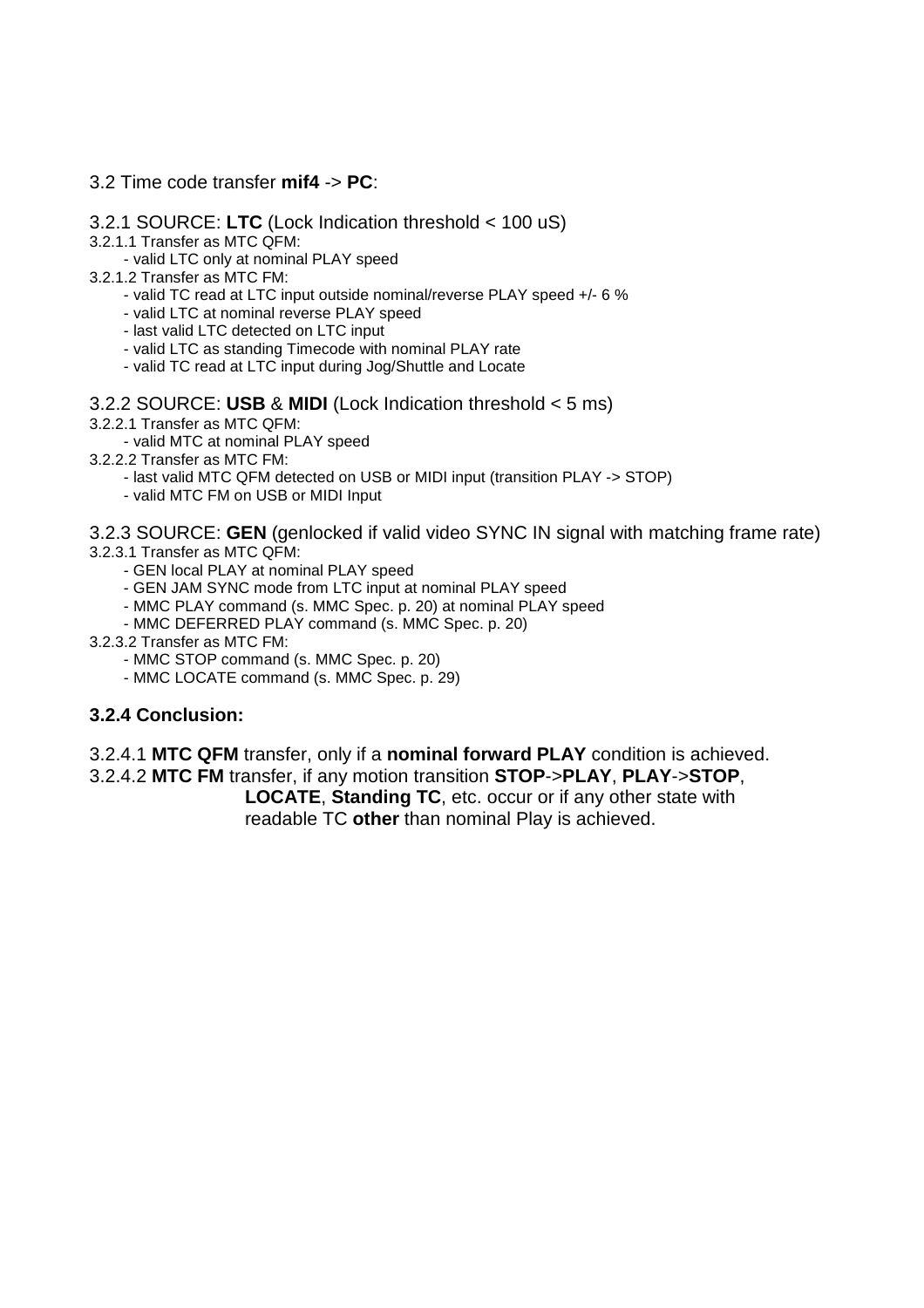## 3.2 Time code transfer **mif4** -> **PC**:

### 3.2.1 SOURCE: **LTC** (Lock Indication threshold < 100 uS)

3.2.1.1 Transfer as MTC QFM:

- valid LTC only at nominal PLAY speed

3.2.1.2 Transfer as MTC FM:

- valid TC read at LTC input outside nominal/reverse PLAY speed +/- 6 %
- valid LTC at nominal reverse PLAY speed
- last valid LTC detected on LTC input
- valid LTC as standing Timecode with nominal PLAY rate
- valid TC read at LTC input during Jog/Shuttle and Locate

### 3.2.2 SOURCE: **USB** & **MIDI** (Lock Indication threshold < 5 ms)

3.2.2.1 Transfer as MTC QFM:

- valid MTC at nominal PLAY speed

3.2.2.2 Transfer as MTC FM:

- last valid MTC QFM detected on USB or MIDI input (transition PLAY -> STOP)
- valid MTC FM on USB or MIDI Input

### 3.2.3 SOURCE: **GEN** (genlocked if valid video SYNC IN signal with matching frame rate)

3.2.3.1 Transfer as MTC QFM:

- GEN local PLAY at nominal PLAY speed
- GEN JAM SYNC mode from LTC input at nominal PLAY speed
- MMC PLAY command (s. MMC Spec. p. 20) at nominal PLAY speed
- MMC DEFERRED PLAY command (s. MMC Spec. p. 20)

3.2.3.2 Transfer as MTC FM:

- MMC STOP command (s. MMC Spec. p. 20)
- MMC LOCATE command (s. MMC Spec. p. 29)

### 3.2.4 Conclusion:

3.2.4.1 **MTC QFM** transfer, only if a **nominal forward PLAY** condition is achieved.

3.2.4.2 **MTC FM** transfer, if any motion transition **STOP**->**PLAY**, **PLAY**->**STOP**, **LOCATE**, **Standing TC**, etc. occur or if any other state with readable TC **other** than nominal Play is achieved.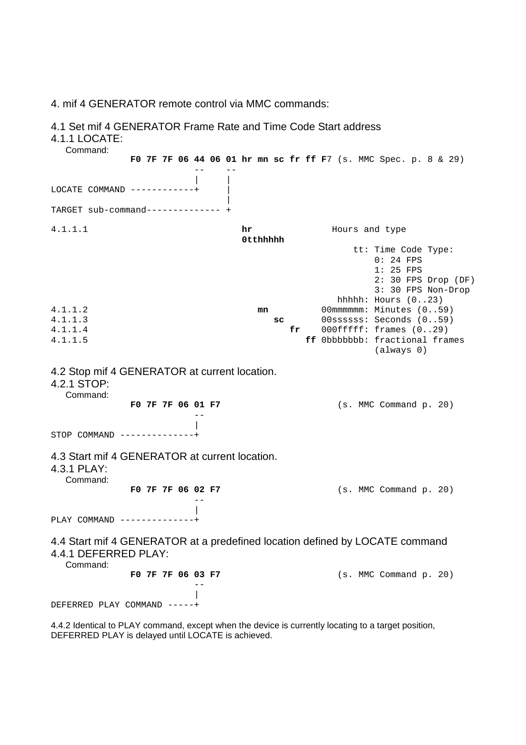# 4. mif 4 GENERATOR remote control via MMC commands:

## 4.1 Set mif 4 GENERATOR Frame Rate and Time Code Start address

### 4.1.1 LOCATE:

Command:

```
              F0 7F 7F 06 44 06 01 hr mn sc fr ff F7 (s. MMC Spec. p. 8 & 29)
                          --    --
                          |     |
LOCATE COMMAND ------------+     |
                                |
TARGET sub-command------------- +

4.1.1.1                            hr                Hours and type
                                   0tthhhhh
                                                         tt: Time Code Type:
                                                             0: 24 FPS
                                                             1: 25 FPS
                                                             2: 30 FPS Drop (DF)
                                                             3: 30 FPS Non-Drop
                                                      hhhhh: Hours (0..23)
4.1.1.2                               mn          00mmmmmm: Minutes (0..59)
4.1.1.3                                  sc       00ssssss: Seconds (0..59)
4.1.1.4                                     fr    000fffff: frames (0..29)
4.1.1.5                                        ff 0bbbbbbb: fractional frames
                                                             (always 0)
```

## 4.2 Stop mif 4 GENERATOR at current location.

### 4.2.1 STOP:

Command:

```
              F0 7F 7F 06 01 F7                     (s. MMC Command p. 20)
                          --
                          |
STOP COMMAND --------------+
```

## 4.3 Start mif 4 GENERATOR at current location.

### 4.3.1 PLAY:

Command:

```
              F0 7F 7F 06 02 F7                     (s. MMC Command p. 20)
                          --
                          |
PLAY COMMAND --------------+
```

## 4.4 Start mif 4 GENERATOR at a predefined location defined by LOCATE command

### 4.4.1 DEFERRED PLAY:

Command:

```
              F0 7F 7F 06 03 F7                     (s. MMC Command p. 20)
                          --
                          |
DEFERRED PLAY COMMAND -----+
```

4.4.2 Identical to PLAY command, except when the device is currently locating to a target position, DEFERRED PLAY is delayed until LOCATE is achieved.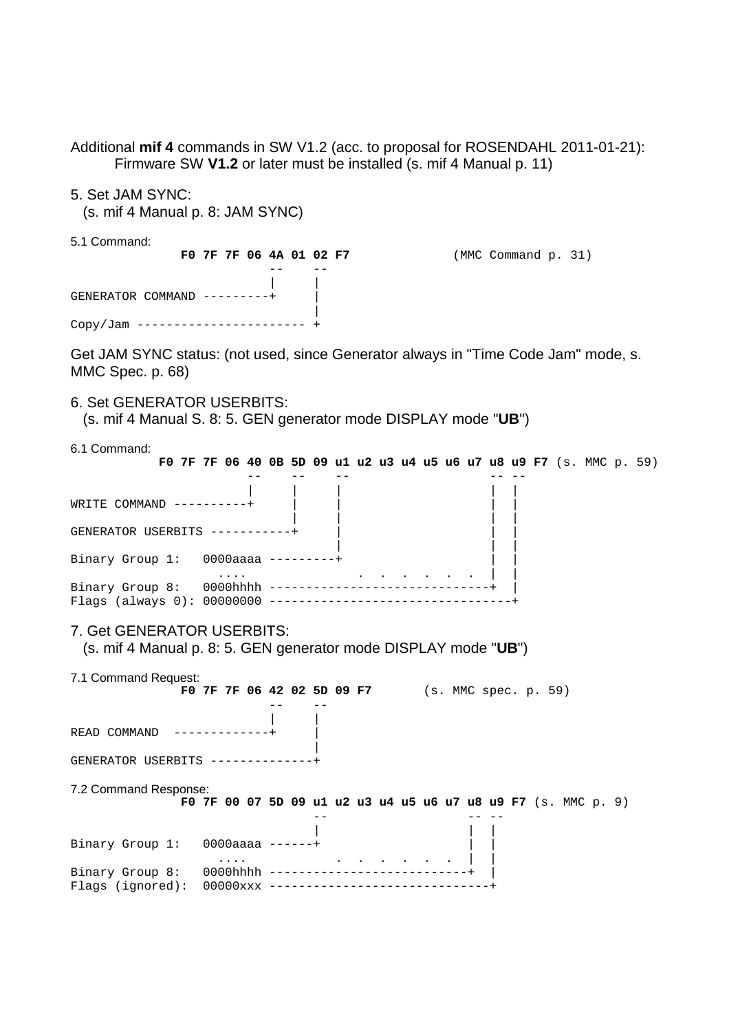Additional **mif 4** commands in SW V1.2 (acc. to proposal for ROSENDAHL 2011-01-21):
Firmware SW **V1.2** or later must be installed (s. mif 4 Manual p. 11)

5. Set JAM SYNC:
(s. mif 4 Manual p. 8: JAM SYNC)

5.1 Command:

```
              F0 7F 7F 06 4A 01 02 F7              (MMC Command p. 31)
                          --    --
                          |     |
GENERATOR COMMAND ---------+     |
                                |
Copy/Jam ---------------------- +
```

Get JAM SYNC status: (not used, since Generator always in "Time Code Jam" mode, s. MMC Spec. p. 68)

6. Set GENERATOR USERBITS:
(s. mif 4 Manual S. 8: 5. GEN generator mode DISPLAY mode "**UB**")

6.1 Command:

```
           F0 7F 7F 06 40 0B 5D 09 u1 u2 u3 u4 u5 u6 u7 u8 u9 F7 (s. MMC p. 59)
                       --    --    --                   -- --
                       |     |     |                    |  |
WRITE COMMAND ----------+     |     |                    |  |
                             |     |                    |  |
GENERATOR USERBITS -----------+     |                    |  |
                                   |                    |  |
Binary Group 1:   0000aaaa ---------+                    |  |
                    ....              .  .  .  .  .  .  |  |
Binary Group 8:   0000hhhh -----------------------------+  |
Flags (always 0): 00000000 --------------------------------+
```

7. Get GENERATOR USERBITS:
(s. mif 4 Manual p. 8: 5. GEN generator mode DISPLAY mode "**UB**")

7.1 Command Request:

```
              F0 7F 7F 06 42 02 5D 09 F7       (s. MMC spec. p. 59)
                          --    --
                          |     |
READ COMMAND  -------------+     |
                                |
GENERATOR USERBITS --------------+
```

7.2 Command Response:

```
              F0 7F 00 07 5D 09 u1 u2 u3 u4 u5 u6 u7 u8 u9 F7 (s. MMC p. 9)
                                --                   -- --
                                |                    |  |
Binary Group 1:   0000aaaa ------+                    |  |
                    ....           .  .  .  .  .  .  |  |
Binary Group 8:   0000hhhh --------------------------+  |
Flags (ignored):  00000xxx -----------------------------+
```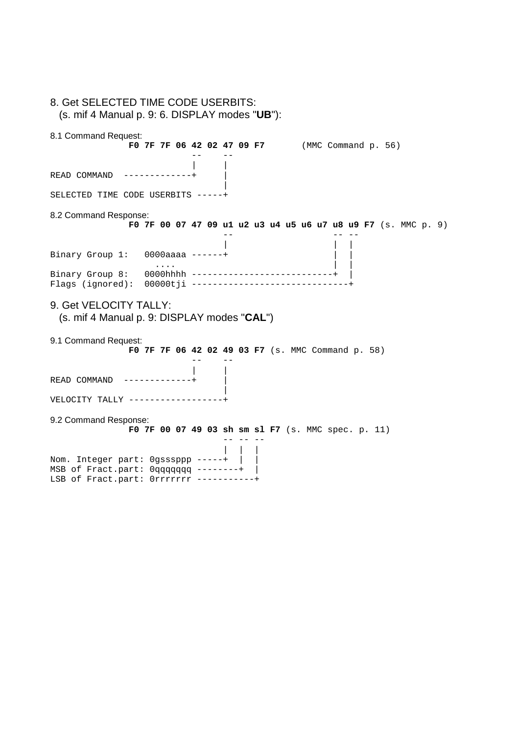## 8. Get SELECTED TIME CODE USERBITS:

(s. mif 4 Manual p. 9: 6. DISPLAY modes "**UB**"):

8.1 Command Request:

```
               F0 7F 7F 06 42 02 47 09 F7       (MMC Command p. 56)
                           --    --
                           |     |
READ COMMAND  -------------+     |
                                 |
SELECTED TIME CODE USERBITS -----+
```

8.2 Command Response:

```
               F0 7F 00 07 47 09 u1 u2 u3 u4 u5 u6 u7 u8 u9 F7 (s. MMC p. 9)
                                 --                   -- --
                                 |                    |  |
Binary Group 1:   0000aaaa ------+                    |  |
                    ....                              |  |
Binary Group 8:   0000hhhh ---------------------------+  |
Flags (ignored):  00000tji ------------------------------+
```

## 9. Get VELOCITY TALLY:

(s. mif 4 Manual p. 9: DISPLAY modes "**CAL**")

9.1 Command Request:

```
               F0 7F 7F 06 42 02 49 03 F7 (s. MMC Command p. 58)
                           --    --
                           |     |
READ COMMAND  -------------+     |
                                 |
VELOCITY TALLY ------------------+
```

9.2 Command Response:

```
               F0 7F 00 07 49 03 sh sm sl F7 (s. MMC spec. p. 11)
                                 -- -- --
                                 |  |  |
Nom. Integer part: 0gssSppp -----+  |  |
MSB of Fract.part: 0qqqqqqq --------+  |
LSB of Fract.part: 0rrrrrrr -----------+
```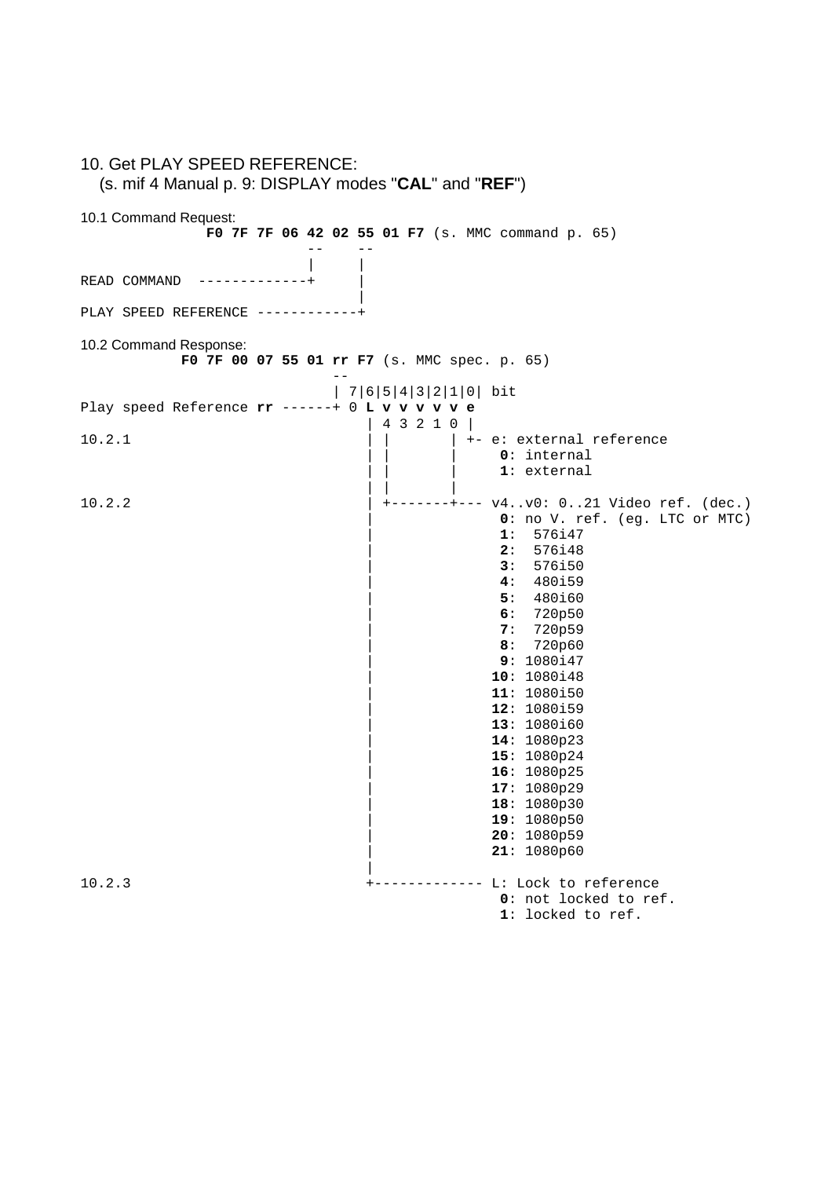10. Get PLAY SPEED REFERENCE:
(s. mif 4 Manual p. 9: DISPLAY modes "**CAL**" and "**REF**")

10.1 Command Request:

```
              F0 7F 7F 06 42 02 55 01 F7 (s. MMC command p. 65)
                          --    --
                           |     |
READ COMMAND  -------------+     |
                                 |
PLAY SPEED REFERENCE ------------+
```

10.2 Command Response:

```
            F0 7F 00 07 55 01 rr F7 (s. MMC spec. p. 65)
                              --
                              | 7|6|5|4|3|2|1|0| bit
Play speed Reference rr ------+ 0 L v v v v v e
                                 | 4 3 2 1 0 |
10.2.1                           | |       | +- e: external reference
                                 | |       |     0: internal
                                 | |       |     1: external
                                 | |       |
10.2.2                           | +-------+--- v4..v0: 0..21 Video ref. (dec.)
                                 |                0: no V. ref. (eg. LTC or MTC)
                                 |                1:  576i47
                                 |                2:  576i48
                                 |                3:  576i50
                                 |                4:  480i59
                                 |                5:  480i60
                                 |                6:  720p50
                                 |                7:  720p59
                                 |                8:  720p60
                                 |                9: 1080i47
                                 |               10: 1080i48
                                 |               11: 1080i50
                                 |               12: 1080i59
                                 |               13: 1080i60
                                 |               14: 1080p23
                                 |               15: 1080p24
                                 |               16: 1080p25
                                 |               17: 1080p29
                                 |               18: 1080p30
                                 |               19: 1080p50
                                 |               20: 1080p59
                                 |               21: 1080p60
                                 |
10.2.3                           +------------- L: Lock to reference
                                                  0: not locked to ref.
                                                  1: locked to ref.
```